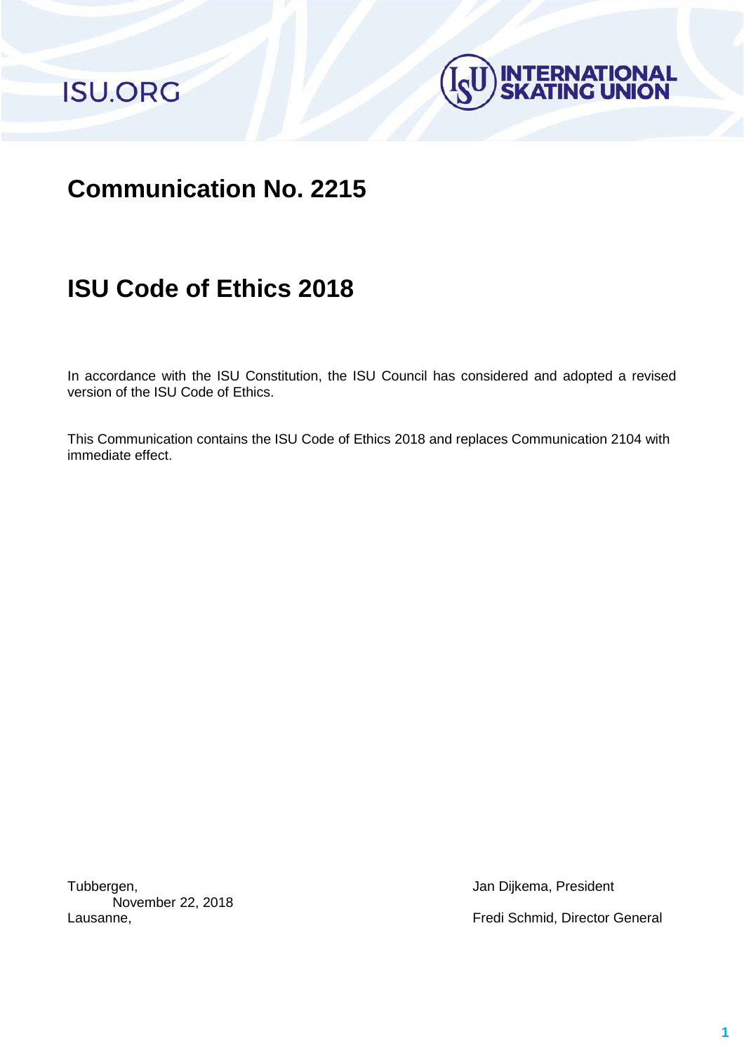# Communication No. 2215

# ISU Code of Ethics 2018

In accordance with the ISU Constitution, the ISU Council has considered and adopted a revised version of the ISU Code of Ethics.

This Communication contains the ISU Code of Ethics 2018 and replaces Communication 2104 with immediate effect.

Tubbergen,
November 22, 2018
Lausanne,

Jan Dijkema, President

Fredi Schmid, Director General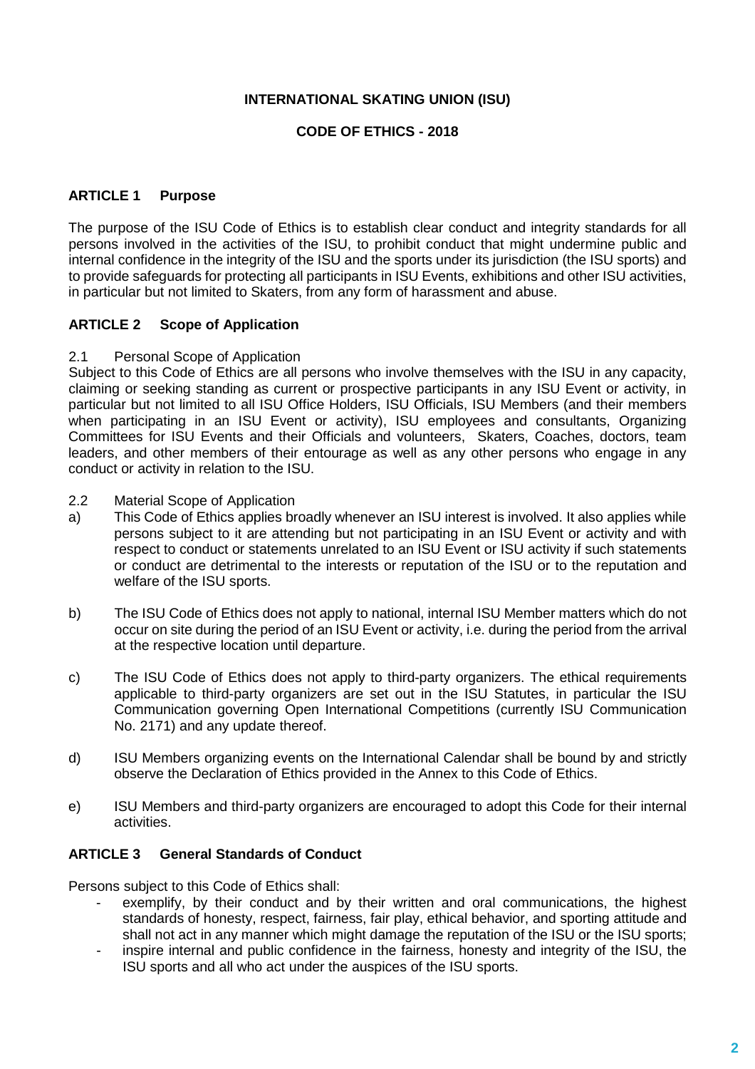# INTERNATIONAL SKATING UNION (ISU)

## CODE OF ETHICS - 2018

### ARTICLE 1 Purpose

The purpose of the ISU Code of Ethics is to establish clear conduct and integrity standards for all persons involved in the activities of the ISU, to prohibit conduct that might undermine public and internal confidence in the integrity of the ISU and the sports under its jurisdiction (the ISU sports) and to provide safeguards for protecting all participants in ISU Events, exhibitions and other ISU activities, in particular but not limited to Skaters, from any form of harassment and abuse.

### ARTICLE 2 Scope of Application

2.1 Personal Scope of Application

Subject to this Code of Ethics are all persons who involve themselves with the ISU in any capacity, claiming or seeking standing as current or prospective participants in any ISU Event or activity, in particular but not limited to all ISU Office Holders, ISU Officials, ISU Members (and their members when participating in an ISU Event or activity), ISU employees and consultants, Organizing Committees for ISU Events and their Officials and volunteers, Skaters, Coaches, doctors, team leaders, and other members of their entourage as well as any other persons who engage in any conduct or activity in relation to the ISU.

2.2 Material Scope of Application

a) This Code of Ethics applies broadly whenever an ISU interest is involved. It also applies while persons subject to it are attending but not participating in an ISU Event or activity and with respect to conduct or statements unrelated to an ISU Event or ISU activity if such statements or conduct are detrimental to the interests or reputation of the ISU or to the reputation and welfare of the ISU sports.

b) The ISU Code of Ethics does not apply to national, internal ISU Member matters which do not occur on site during the period of an ISU Event or activity, i.e. during the period from the arrival at the respective location until departure.

c) The ISU Code of Ethics does not apply to third-party organizers. The ethical requirements applicable to third-party organizers are set out in the ISU Statutes, in particular the ISU Communication governing Open International Competitions (currently ISU Communication No. 2171) and any update thereof.

d) ISU Members organizing events on the International Calendar shall be bound by and strictly observe the Declaration of Ethics provided in the Annex to this Code of Ethics.

e) ISU Members and third-party organizers are encouraged to adopt this Code for their internal activities.

### ARTICLE 3 General Standards of Conduct

Persons subject to this Code of Ethics shall:

- exemplify, by their conduct and by their written and oral communications, the highest standards of honesty, respect, fairness, fair play, ethical behavior, and sporting attitude and shall not act in any manner which might damage the reputation of the ISU or the ISU sports;
- inspire internal and public confidence in the fairness, honesty and integrity of the ISU, the ISU sports and all who act under the auspices of the ISU sports.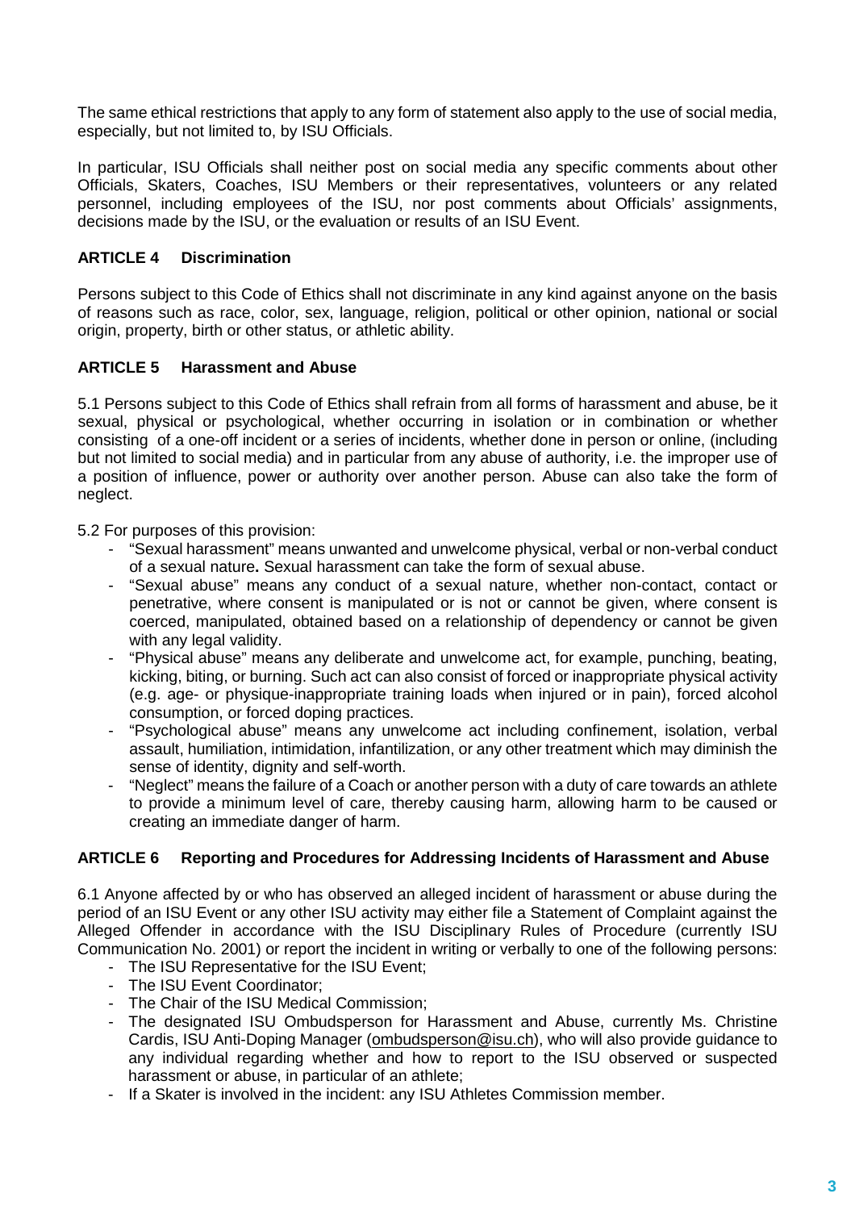The same ethical restrictions that apply to any form of statement also apply to the use of social media, especially, but not limited to, by ISU Officials.

In particular, ISU Officials shall neither post on social media any specific comments about other Officials, Skaters, Coaches, ISU Members or their representatives, volunteers or any related personnel, including employees of the ISU, nor post comments about Officials' assignments, decisions made by the ISU, or the evaluation or results of an ISU Event.

## ARTICLE 4 Discrimination

Persons subject to this Code of Ethics shall not discriminate in any kind against anyone on the basis of reasons such as race, color, sex, language, religion, political or other opinion, national or social origin, property, birth or other status, or athletic ability.

## ARTICLE 5 Harassment and Abuse

5.1 Persons subject to this Code of Ethics shall refrain from all forms of harassment and abuse, be it sexual, physical or psychological, whether occurring in isolation or in combination or whether consisting of a one-off incident or a series of incidents, whether done in person or online, (including but not limited to social media) and in particular from any abuse of authority, i.e. the improper use of a position of influence, power or authority over another person. Abuse can also take the form of neglect.

5.2 For purposes of this provision:

- "Sexual harassment" means unwanted and unwelcome physical, verbal or non-verbal conduct of a sexual nature**.** Sexual harassment can take the form of sexual abuse.
- "Sexual abuse" means any conduct of a sexual nature, whether non-contact, contact or penetrative, where consent is manipulated or is not or cannot be given, where consent is coerced, manipulated, obtained based on a relationship of dependency or cannot be given with any legal validity.
- "Physical abuse" means any deliberate and unwelcome act, for example, punching, beating, kicking, biting, or burning. Such act can also consist of forced or inappropriate physical activity (e.g. age- or physique-inappropriate training loads when injured or in pain), forced alcohol consumption, or forced doping practices.
- "Psychological abuse" means any unwelcome act including confinement, isolation, verbal assault, humiliation, intimidation, infantilization, or any other treatment which may diminish the sense of identity, dignity and self-worth.
- "Neglect" means the failure of a Coach or another person with a duty of care towards an athlete to provide a minimum level of care, thereby causing harm, allowing harm to be caused or creating an immediate danger of harm.

## ARTICLE 6 Reporting and Procedures for Addressing Incidents of Harassment and Abuse

6.1 Anyone affected by or who has observed an alleged incident of harassment or abuse during the period of an ISU Event or any other ISU activity may either file a Statement of Complaint against the Alleged Offender in accordance with the ISU Disciplinary Rules of Procedure (currently ISU Communication No. 2001) or report the incident in writing or verbally to one of the following persons:

- The ISU Representative for the ISU Event;
- The ISU Event Coordinator;
- The Chair of the ISU Medical Commission;
- The designated ISU Ombudsperson for Harassment and Abuse, currently Ms. Christine Cardis, ISU Anti-Doping Manager (ombudsperson@isu.ch), who will also provide guidance to any individual regarding whether and how to report to the ISU observed or suspected harassment or abuse, in particular of an athlete;
- If a Skater is involved in the incident: any ISU Athletes Commission member.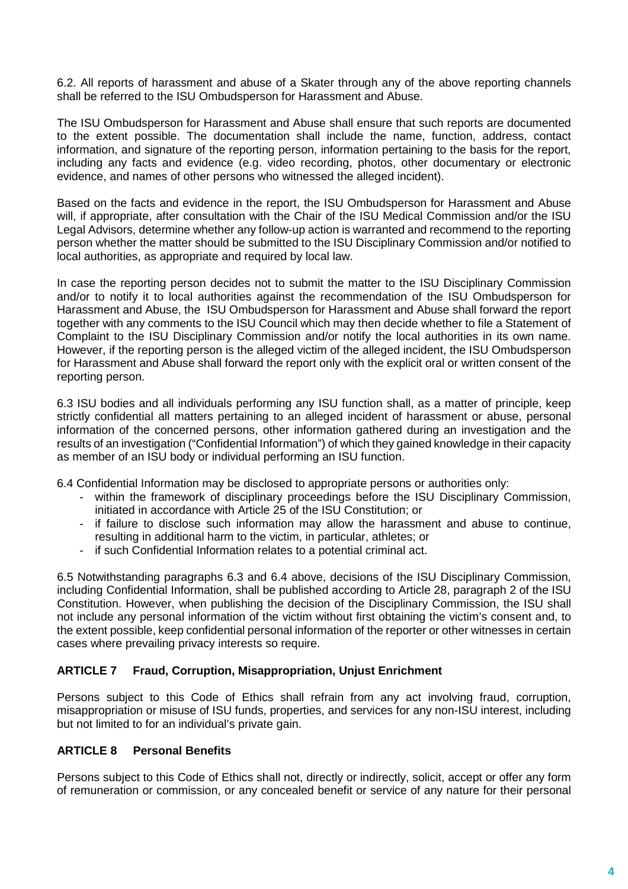6.2. All reports of harassment and abuse of a Skater through any of the above reporting channels shall be referred to the ISU Ombudsperson for Harassment and Abuse.

The ISU Ombudsperson for Harassment and Abuse shall ensure that such reports are documented to the extent possible. The documentation shall include the name, function, address, contact information, and signature of the reporting person, information pertaining to the basis for the report, including any facts and evidence (e.g. video recording, photos, other documentary or electronic evidence, and names of other persons who witnessed the alleged incident).

Based on the facts and evidence in the report, the ISU Ombudsperson for Harassment and Abuse will, if appropriate, after consultation with the Chair of the ISU Medical Commission and/or the ISU Legal Advisors, determine whether any follow-up action is warranted and recommend to the reporting person whether the matter should be submitted to the ISU Disciplinary Commission and/or notified to local authorities, as appropriate and required by local law.

In case the reporting person decides not to submit the matter to the ISU Disciplinary Commission and/or to notify it to local authorities against the recommendation of the ISU Ombudsperson for Harassment and Abuse, the ISU Ombudsperson for Harassment and Abuse shall forward the report together with any comments to the ISU Council which may then decide whether to file a Statement of Complaint to the ISU Disciplinary Commission and/or notify the local authorities in its own name. However, if the reporting person is the alleged victim of the alleged incident, the ISU Ombudsperson for Harassment and Abuse shall forward the report only with the explicit oral or written consent of the reporting person.

6.3 ISU bodies and all individuals performing any ISU function shall, as a matter of principle, keep strictly confidential all matters pertaining to an alleged incident of harassment or abuse, personal information of the concerned persons, other information gathered during an investigation and the results of an investigation ("Confidential Information") of which they gained knowledge in their capacity as member of an ISU body or individual performing an ISU function.

6.4 Confidential Information may be disclosed to appropriate persons or authorities only:

- within the framework of disciplinary proceedings before the ISU Disciplinary Commission, initiated in accordance with Article 25 of the ISU Constitution; or
- if failure to disclose such information may allow the harassment and abuse to continue, resulting in additional harm to the victim, in particular, athletes; or
- if such Confidential Information relates to a potential criminal act.

6.5 Notwithstanding paragraphs 6.3 and 6.4 above, decisions of the ISU Disciplinary Commission, including Confidential Information, shall be published according to Article 28, paragraph 2 of the ISU Constitution. However, when publishing the decision of the Disciplinary Commission, the ISU shall not include any personal information of the victim without first obtaining the victim's consent and, to the extent possible, keep confidential personal information of the reporter or other witnesses in certain cases where prevailing privacy interests so require.

### ARTICLE 7 Fraud, Corruption, Misappropriation, Unjust Enrichment

Persons subject to this Code of Ethics shall refrain from any act involving fraud, corruption, misappropriation or misuse of ISU funds, properties, and services for any non-ISU interest, including but not limited to for an individual's private gain.

### ARTICLE 8 Personal Benefits

Persons subject to this Code of Ethics shall not, directly or indirectly, solicit, accept or offer any form of remuneration or commission, or any concealed benefit or service of any nature for their personal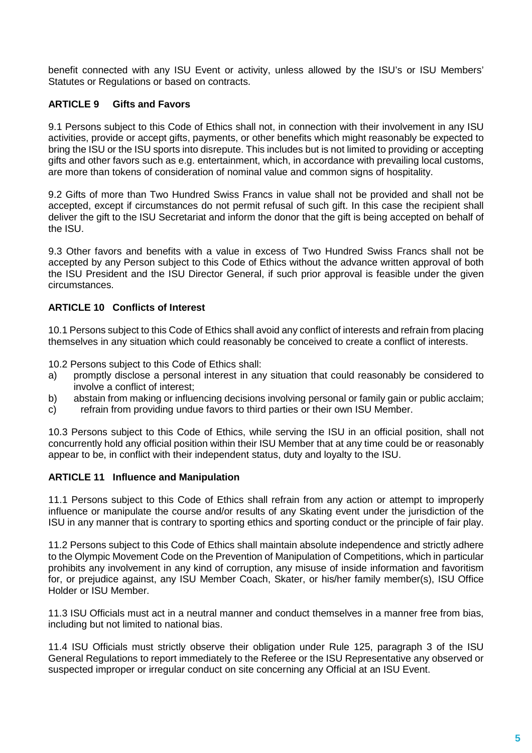benefit connected with any ISU Event or activity, unless allowed by the ISU's or ISU Members' Statutes or Regulations or based on contracts.

### ARTICLE 9 Gifts and Favors

9.1 Persons subject to this Code of Ethics shall not, in connection with their involvement in any ISU activities, provide or accept gifts, payments, or other benefits which might reasonably be expected to bring the ISU or the ISU sports into disrepute. This includes but is not limited to providing or accepting gifts and other favors such as e.g. entertainment, which, in accordance with prevailing local customs, are more than tokens of consideration of nominal value and common signs of hospitality.

9.2 Gifts of more than Two Hundred Swiss Francs in value shall not be provided and shall not be accepted, except if circumstances do not permit refusal of such gift. In this case the recipient shall deliver the gift to the ISU Secretariat and inform the donor that the gift is being accepted on behalf of the ISU.

9.3 Other favors and benefits with a value in excess of Two Hundred Swiss Francs shall not be accepted by any Person subject to this Code of Ethics without the advance written approval of both the ISU President and the ISU Director General, if such prior approval is feasible under the given circumstances.

### ARTICLE 10 Conflicts of Interest

10.1 Persons subject to this Code of Ethics shall avoid any conflict of interests and refrain from placing themselves in any situation which could reasonably be conceived to create a conflict of interests.

10.2 Persons subject to this Code of Ethics shall:

a) promptly disclose a personal interest in any situation that could reasonably be considered to involve a conflict of interest;
b) abstain from making or influencing decisions involving personal or family gain or public acclaim;
c) refrain from providing undue favors to third parties or their own ISU Member.

10.3 Persons subject to this Code of Ethics, while serving the ISU in an official position, shall not concurrently hold any official position within their ISU Member that at any time could be or reasonably appear to be, in conflict with their independent status, duty and loyalty to the ISU.

### ARTICLE 11 Influence and Manipulation

11.1 Persons subject to this Code of Ethics shall refrain from any action or attempt to improperly influence or manipulate the course and/or results of any Skating event under the jurisdiction of the ISU in any manner that is contrary to sporting ethics and sporting conduct or the principle of fair play.

11.2 Persons subject to this Code of Ethics shall maintain absolute independence and strictly adhere to the Olympic Movement Code on the Prevention of Manipulation of Competitions, which in particular prohibits any involvement in any kind of corruption, any misuse of inside information and favoritism for, or prejudice against, any ISU Member Coach, Skater, or his/her family member(s), ISU Office Holder or ISU Member.

11.3 ISU Officials must act in a neutral manner and conduct themselves in a manner free from bias, including but not limited to national bias.

11.4 ISU Officials must strictly observe their obligation under Rule 125, paragraph 3 of the ISU General Regulations to report immediately to the Referee or the ISU Representative any observed or suspected improper or irregular conduct on site concerning any Official at an ISU Event.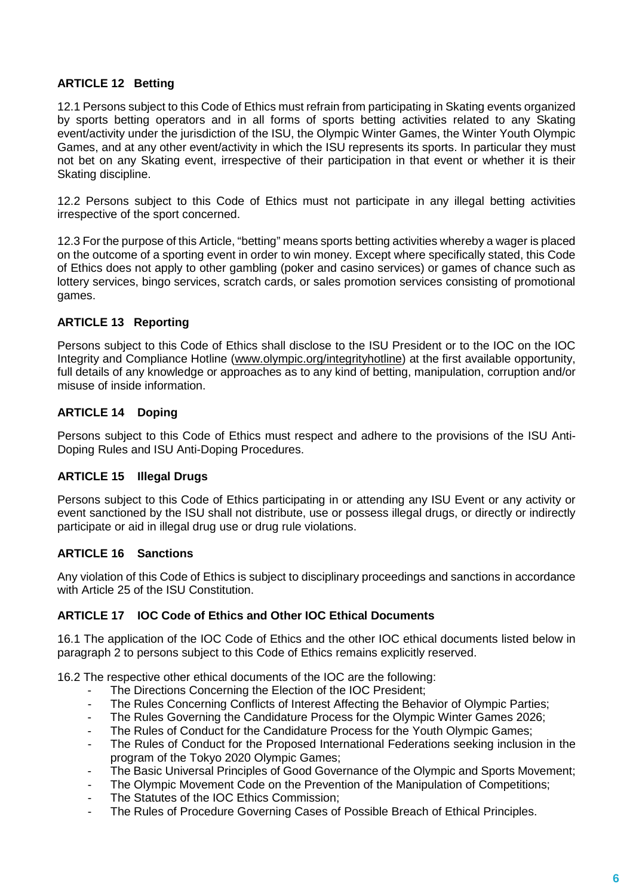### ARTICLE 12 Betting

12.1 Persons subject to this Code of Ethics must refrain from participating in Skating events organized by sports betting operators and in all forms of sports betting activities related to any Skating event/activity under the jurisdiction of the ISU, the Olympic Winter Games, the Winter Youth Olympic Games, and at any other event/activity in which the ISU represents its sports. In particular they must not bet on any Skating event, irrespective of their participation in that event or whether it is their Skating discipline.

12.2 Persons subject to this Code of Ethics must not participate in any illegal betting activities irrespective of the sport concerned.

12.3 For the purpose of this Article, "betting" means sports betting activities whereby a wager is placed on the outcome of a sporting event in order to win money. Except where specifically stated, this Code of Ethics does not apply to other gambling (poker and casino services) or games of chance such as lottery services, bingo services, scratch cards, or sales promotion services consisting of promotional games.

### ARTICLE 13 Reporting

Persons subject to this Code of Ethics shall disclose to the ISU President or to the IOC on the IOC Integrity and Compliance Hotline (www.olympic.org/integrityhotline) at the first available opportunity, full details of any knowledge or approaches as to any kind of betting, manipulation, corruption and/or misuse of inside information.

### ARTICLE 14 Doping

Persons subject to this Code of Ethics must respect and adhere to the provisions of the ISU Anti-Doping Rules and ISU Anti-Doping Procedures.

### ARTICLE 15 Illegal Drugs

Persons subject to this Code of Ethics participating in or attending any ISU Event or any activity or event sanctioned by the ISU shall not distribute, use or possess illegal drugs, or directly or indirectly participate or aid in illegal drug use or drug rule violations.

### ARTICLE 16 Sanctions

Any violation of this Code of Ethics is subject to disciplinary proceedings and sanctions in accordance with Article 25 of the ISU Constitution.

### ARTICLE 17 IOC Code of Ethics and Other IOC Ethical Documents

16.1 The application of the IOC Code of Ethics and the other IOC ethical documents listed below in paragraph 2 to persons subject to this Code of Ethics remains explicitly reserved.

16.2 The respective other ethical documents of the IOC are the following:

- The Directions Concerning the Election of the IOC President;
- The Rules Concerning Conflicts of Interest Affecting the Behavior of Olympic Parties;
- The Rules Governing the Candidature Process for the Olympic Winter Games 2026;
- The Rules of Conduct for the Candidature Process for the Youth Olympic Games;
- The Rules of Conduct for the Proposed International Federations seeking inclusion in the program of the Tokyo 2020 Olympic Games;
- The Basic Universal Principles of Good Governance of the Olympic and Sports Movement;
- The Olympic Movement Code on the Prevention of the Manipulation of Competitions;
- The Statutes of the IOC Ethics Commission;
- The Rules of Procedure Governing Cases of Possible Breach of Ethical Principles.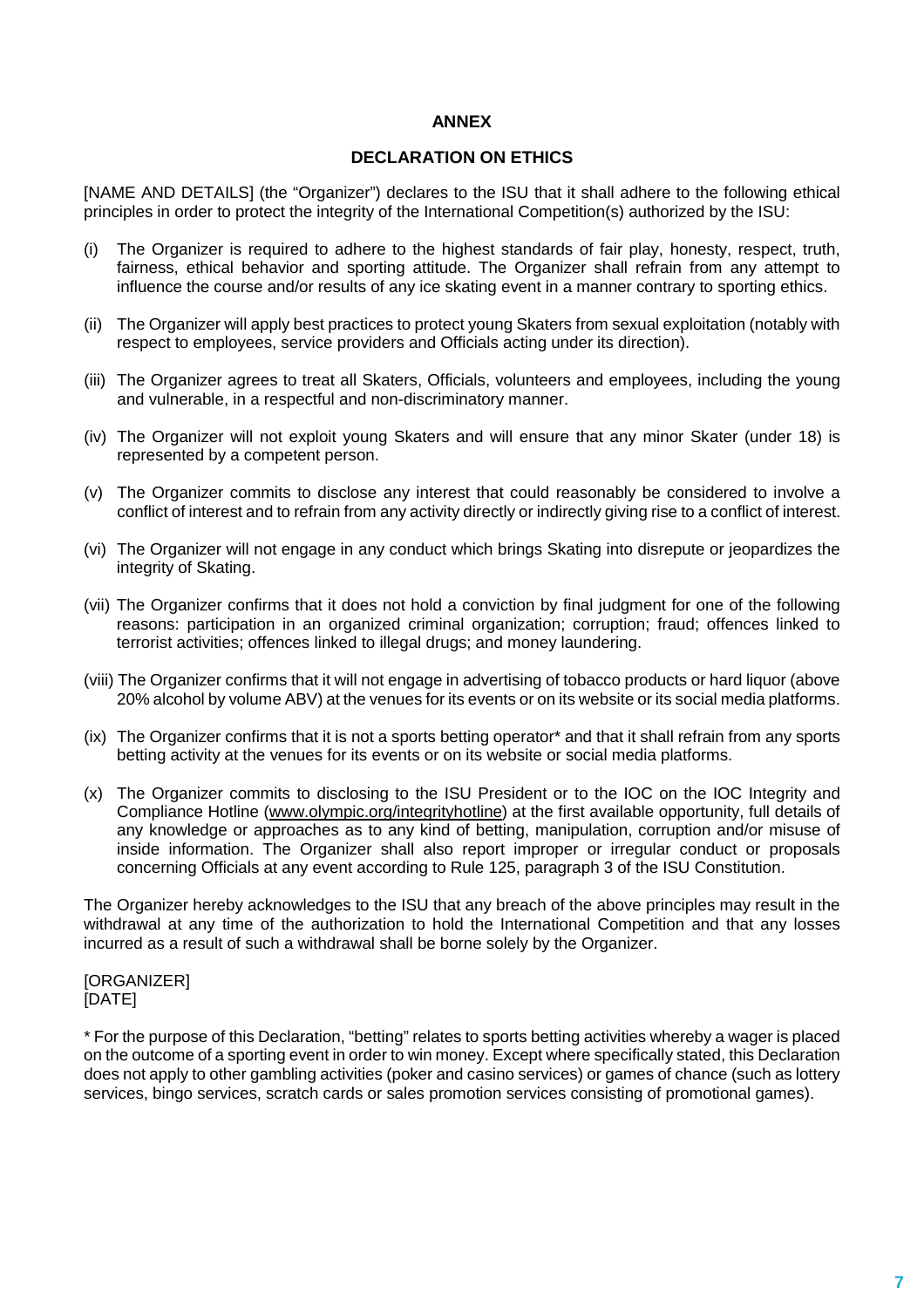## ANNEX

## DECLARATION ON ETHICS

[NAME AND DETAILS] (the "Organizer") declares to the ISU that it shall adhere to the following ethical principles in order to protect the integrity of the International Competition(s) authorized by the ISU:

(i) The Organizer is required to adhere to the highest standards of fair play, honesty, respect, truth, fairness, ethical behavior and sporting attitude. The Organizer shall refrain from any attempt to influence the course and/or results of any ice skating event in a manner contrary to sporting ethics.

(ii) The Organizer will apply best practices to protect young Skaters from sexual exploitation (notably with respect to employees, service providers and Officials acting under its direction).

(iii) The Organizer agrees to treat all Skaters, Officials, volunteers and employees, including the young and vulnerable, in a respectful and non-discriminatory manner.

(iv) The Organizer will not exploit young Skaters and will ensure that any minor Skater (under 18) is represented by a competent person.

(v) The Organizer commits to disclose any interest that could reasonably be considered to involve a conflict of interest and to refrain from any activity directly or indirectly giving rise to a conflict of interest.

(vi) The Organizer will not engage in any conduct which brings Skating into disrepute or jeopardizes the integrity of Skating.

(vii) The Organizer confirms that it does not hold a conviction by final judgment for one of the following reasons: participation in an organized criminal organization; corruption; fraud; offences linked to terrorist activities; offences linked to illegal drugs; and money laundering.

(viii) The Organizer confirms that it will not engage in advertising of tobacco products or hard liquor (above 20% alcohol by volume ABV) at the venues for its events or on its website or its social media platforms.

(ix) The Organizer confirms that it is not a sports betting operator* and that it shall refrain from any sports betting activity at the venues for its events or on its website or social media platforms.

(x) The Organizer commits to disclosing to the ISU President or to the IOC on the IOC Integrity and Compliance Hotline (www.olympic.org/integrityhotline) at the first available opportunity, full details of any knowledge or approaches as to any kind of betting, manipulation, corruption and/or misuse of inside information. The Organizer shall also report improper or irregular conduct or proposals concerning Officials at any event according to Rule 125, paragraph 3 of the ISU Constitution.

The Organizer hereby acknowledges to the ISU that any breach of the above principles may result in the withdrawal at any time of the authorization to hold the International Competition and that any losses incurred as a result of such a withdrawal shall be borne solely by the Organizer.

[ORGANIZER]
[DATE]

* For the purpose of this Declaration, "betting" relates to sports betting activities whereby a wager is placed on the outcome of a sporting event in order to win money. Except where specifically stated, this Declaration does not apply to other gambling activities (poker and casino services) or games of chance (such as lottery services, bingo services, scratch cards or sales promotion services consisting of promotional games).